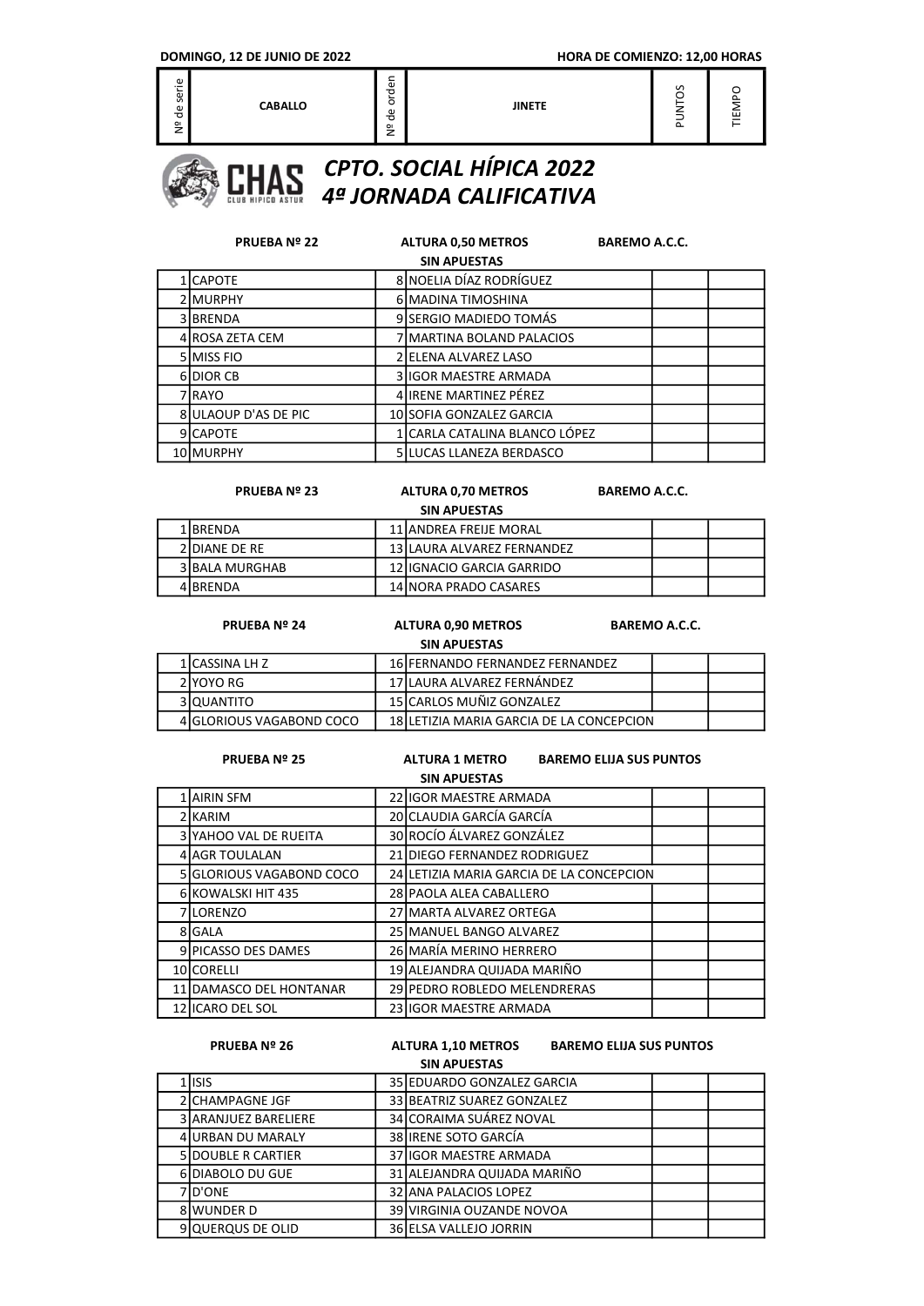**DOMINGO, 12 DE JUNIO DE 2022** **HORA DE COMIENZO: 12,00 HORAS**

| Nº de serie | CABALLO | Nº de orden | JINETE | PUNTOS | TIEMPO |
|---|---|---|---|---|---|

# *CPTO. SOCIAL HÍPICA 2022*
# *4ª JORNADA CALIFICATIVA*

**PRUEBA Nº 22** **ALTURA 0,50 METROS** **BAREMO A.C.C.**

**SIN APUESTAS**

| Nº de serie | CABALLO | Nº de orden | JINETE | PUNTOS | TIEMPO |
|---|---|---|---|---|---|
| 1 | CAPOTE | 8 | NOELIA DÍAZ RODRÍGUEZ | | |
| 2 | MURPHY | 6 | MADINA TIMOSHINA | | |
| 3 | BRENDA | 9 | SERGIO MADIEDO TOMÁS | | |
| 4 | ROSA ZETA CEM | 7 | MARTINA BOLAND PALACIOS | | |
| 5 | MISS FIO | 2 | ELENA ALVAREZ LASO | | |
| 6 | DIOR CB | 3 | IGOR MAESTRE ARMADA | | |
| 7 | RAYO | 4 | IRENE MARTINEZ PÉREZ | | |
| 8 | ULAOUP D'AS DE PIC | 10 | SOFIA GONZALEZ GARCIA | | |
| 9 | CAPOTE | 1 | CARLA CATALINA BLANCO LÓPEZ | | |
| 10 | MURPHY | 5 | LUCAS LLANEZA BERDASCO | | |

**PRUEBA Nº 23** **ALTURA 0,70 METROS** **BAREMO A.C.C.**

**SIN APUESTAS**

| Nº de serie | CABALLO | Nº de orden | JINETE | PUNTOS | TIEMPO |
|---|---|---|---|---|---|
| 1 | BRENDA | 11 | ANDREA FREIJE MORAL | | |
| 2 | DIANE DE RE | 13 | LAURA ALVAREZ FERNANDEZ | | |
| 3 | BALA MURGHAB | 12 | IGNACIO GARCIA GARRIDO | | |
| 4 | BRENDA | 14 | NORA PRADO CASARES | | |

**PRUEBA Nº 24** **ALTURA 0,90 METROS** **BAREMO A.C.C.**

**SIN APUESTAS**

| Nº de serie | CABALLO | Nº de orden | JINETE | PUNTOS | TIEMPO |
|---|---|---|---|---|---|
| 1 | CASSINA LH Z | 16 | FERNANDO FERNANDEZ FERNANDEZ | | |
| 2 | YOYO RG | 17 | LAURA ALVAREZ FERNÁNDEZ | | |
| 3 | QUANTITO | 15 | CARLOS MUÑIZ GONZALEZ | | |
| 4 | GLORIOUS VAGABOND COCO | 18 | LETIZIA MARIA GARCIA DE LA CONCEPCION | | |

**PRUEBA Nº 25** **ALTURA 1 METRO** **BAREMO ELIJA SUS PUNTOS**

**SIN APUESTAS**

| Nº de serie | CABALLO | Nº de orden | JINETE | PUNTOS | TIEMPO |
|---|---|---|---|---|---|
| 1 | AIRIN SFM | 22 | IGOR MAESTRE ARMADA | | |
| 2 | KARIM | 20 | CLAUDIA GARCÍA GARCÍA | | |
| 3 | YAHOO VAL DE RUEITA | 30 | ROCÍO ÁLVAREZ GONZÁLEZ | | |
| 4 | AGR TOULALAN | 21 | DIEGO FERNANDEZ RODRIGUEZ | | |
| 5 | GLORIOUS VAGABOND COCO | 24 | LETIZIA MARIA GARCIA DE LA CONCEPCION | | |
| 6 | KOWALSKI HIT 435 | 28 | PAOLA ALEA CABALLERO | | |
| 7 | LORENZO | 27 | MARTA ALVAREZ ORTEGA | | |
| 8 | GALA | 25 | MANUEL BANGO ALVAREZ | | |
| 9 | PICASSO DES DAMES | 26 | MARÍA MERINO HERRERO | | |
| 10 | CORELLI | 19 | ALEJANDRA QUIJADA MARIÑO | | |
| 11 | DAMASCO DEL HONTANAR | 29 | PEDRO ROBLEDO MELENDRERAS | | |
| 12 | ICARO DEL SOL | 23 | IGOR MAESTRE ARMADA | | |

**PRUEBA Nº 26** **ALTURA 1,10 METROS** **BAREMO ELIJA SUS PUNTOS**

**SIN APUESTAS**

| Nº de serie | CABALLO | Nº de orden | JINETE | PUNTOS | TIEMPO |
|---|---|---|---|---|---|
| 1 | ISIS | 35 | EDUARDO GONZALEZ GARCIA | | |
| 2 | CHAMPAGNE JGF | 33 | BEATRIZ SUAREZ GONZALEZ | | |
| 3 | ARANJUEZ BARELIERE | 34 | CORAIMA SUÁREZ NOVAL | | |
| 4 | URBAN DU MARALY | 38 | IRENE SOTO GARCÍA | | |
| 5 | DOUBLE R CARTIER | 37 | IGOR MAESTRE ARMADA | | |
| 6 | DIABOLO DU GUE | 31 | ALEJANDRA QUIJADA MARIÑO | | |
| 7 | D'ONE | 32 | ANA PALACIOS LOPEZ | | |
| 8 | WUNDER D | 39 | VIRGINIA OUZANDE NOVOA | | |
| 9 | QUERQUS DE OLID | 36 | ELSA VALLEJO JORRIN | | |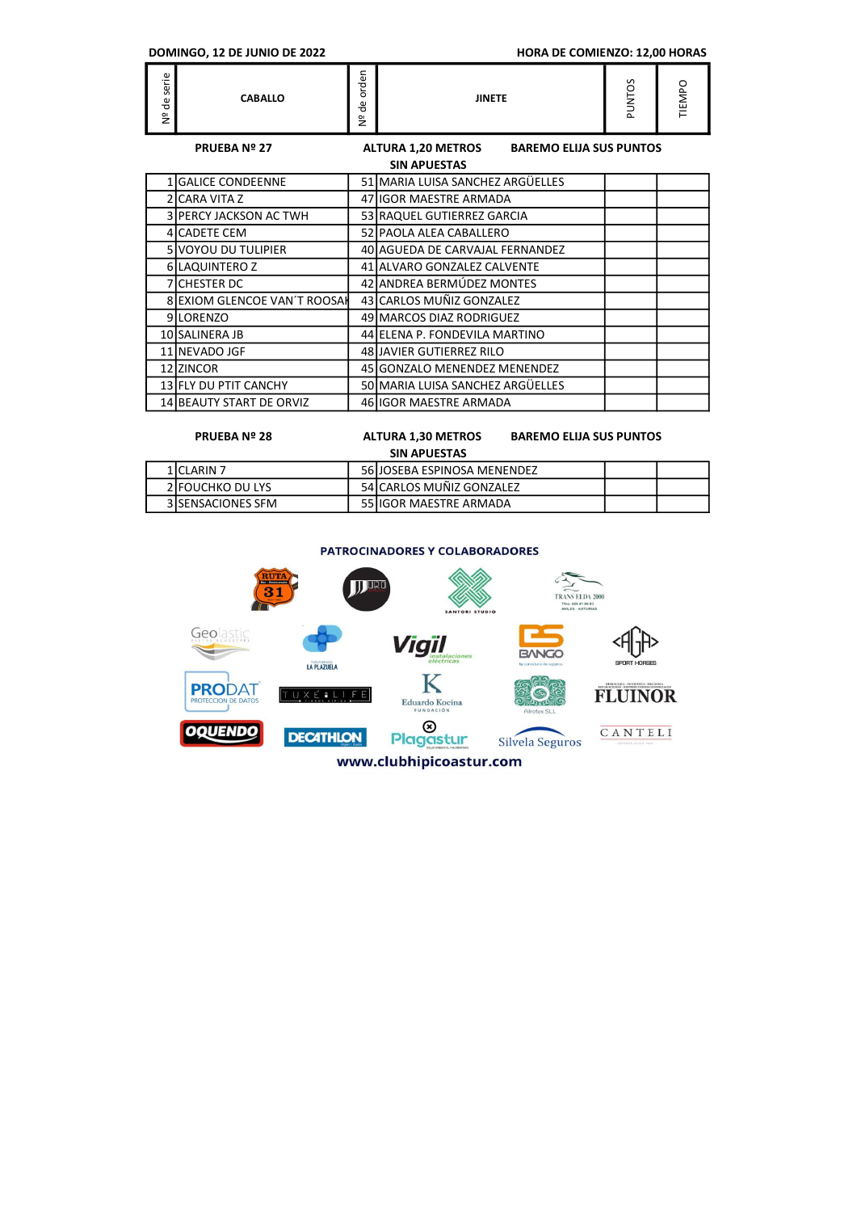**DOMINGO, 12 DE JUNIO DE 2022** **HORA DE COMIENZO: 12,00 HORAS**

| Nº de serie | CABALLO | Nº de orden | JINETE | PUNTOS | TIEMPO |
|---|---|---|---|---|---|

**PRUEBA Nº 27** **ALTURA 1,20 METROS** **BAREMO ELIJA SUS PUNTOS**

**SIN APUESTAS**

| Nº de serie | CABALLO | Nº de orden | JINETE | PUNTOS | TIEMPO |
|---|---|---|---|---|---|
| 1 | GALICE CONDEENNE | 51 | MARIA LUISA SANCHEZ ARGÜELLES | | |
| 2 | CARA VITA Z | 47 | IGOR MAESTRE ARMADA | | |
| 3 | PERCY JACKSON AC TWH | 53 | RAQUEL GUTIERREZ GARCIA | | |
| 4 | CADETE CEM | 52 | PAOLA ALEA CABALLERO | | |
| 5 | VOYOU DU TULIPIER | 40 | AGUEDA DE CARVAJAL FERNANDEZ | | |
| 6 | LAQUINTERO Z | 41 | ALVARO GONZALEZ CALVENTE | | |
| 7 | CHESTER DC | 42 | ANDREA BERMÚDEZ MONTES | | |
| 8 | EXIOM GLENCOE VAN´T ROOSAI | 43 | CARLOS MUÑIZ GONZALEZ | | |
| 9 | LORENZO | 49 | MARCOS DIAZ RODRIGUEZ | | |
| 10 | SALINERA JB | 44 | ELENA P. FONDEVILA MARTINO | | |
| 11 | NEVADO JGF | 48 | JAVIER GUTIERREZ RILO | | |
| 12 | ZINCOR | 45 | GONZALO MENENDEZ MENENDEZ | | |
| 13 | FLY DU PTIT CANCHY | 50 | MARIA LUISA SANCHEZ ARGÜELLES | | |
| 14 | BEAUTY START DE ORVIZ | 46 | IGOR MAESTRE ARMADA | | |

**PRUEBA Nº 28** **ALTURA 1,30 METROS** **BAREMO ELIJA SUS PUNTOS**

**SIN APUESTAS**

| Nº de serie | CABALLO | Nº de orden | JINETE | PUNTOS | TIEMPO |
|---|---|---|---|---|---|
| 1 | CLARIN 7 | 56 | JOSEBA ESPINOSA MENENDEZ | | |
| 2 | FOUCHKO DU LYS | 54 | CARLOS MUÑIZ GONZALEZ | | |
| 3 | SENSACIONES SFM | 55 | IGOR MAESTRE ARMADA | | |

**PATROCINADORES Y COLABORADORES**

RUTA 31 · TRANS ELDA 2000 · SANTORI STUDIO · Geolastic · LA PLAZUELA · Vigil instalaciones eléctricas · BANGO · AGA SPORT HORSES · PRODAT PROTECCIÓN DE DATOS · TUXE LIFE · Eduardo Kocina FUNDACIÓN · Alrotex SLL · FLUINOR · OQUENDO · DECATHLON · Plagastur · Silvela Seguros · CANTELI

**www.clubhipicoastur.com**